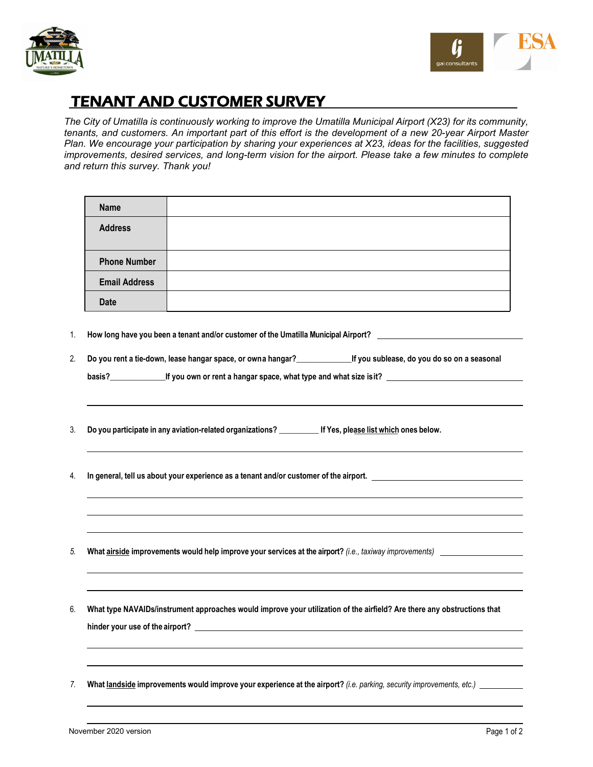# TENANT AND CUSTOMER SURVEY

*The City of Umatilla is continuously working to improve the Umatilla Municipal Airport (X23) for its community, tenants, and customers. An important part of this effort is the development of a new 20-year Airport Master Plan. We encourage your participation by sharing your experiences at X23, ideas for the facilities, suggested improvements, desired services, and long-term vision for the airport. Please take a few minutes to complete and return this survey. Thank you!*

| | |
|---|---|
| **Name** | |
| **Address** | |
| **Phone Number** | |
| **Email Address** | |
| **Date** | |

1. **How long have you been a tenant and/or customer of the Umatilla Municipal Airport?** ______________________

2. **Do you rent a tie-down, lease hangar space, or own a hangar?**____________ **If you sublease, do you do so on a seasonal basis?**____________ **If you own or rent a hangar space, what type and what size is it?** ______________________

   ______________________________________________

3. **Do you participate in any aviation-related organizations?** __________ **If Yes, please list which ones below.**

   ______________________________________________

4. **In general, tell us about your experience as a tenant and/or customer of the airport.** ______________________

   ______________________________________________

   ______________________________________________

   ______________________________________________

5. **What airside improvements would help improve your services at the airport?** *(i.e., taxiway improvements)* ______________________

   ______________________________________________

   ______________________________________________

6. **What type NAVAIDs/instrument approaches would improve your utilization of the airfield? Are there any obstructions that hinder your use of the airport?** ______________________

   ______________________________________________

   ______________________________________________

7. **What landside improvements would improve your experience at the airport?** *(i.e. parking, security improvements, etc.)* __________

   ______________________________________________

   ______________________________________________

November 2020 version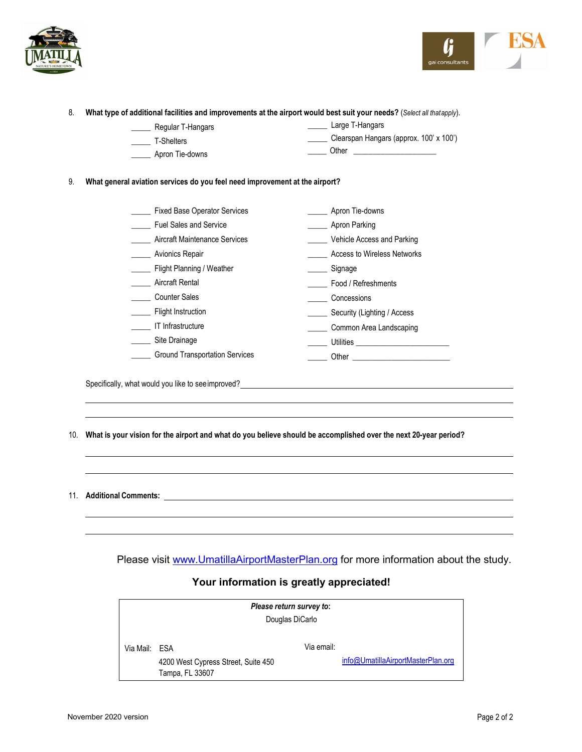8. **What type of additional facilities and improvements at the airport would best suit your needs?** (*Select all that apply*).

_____ Regular T-Hangars
_____ T-Shelters
_____ Apron Tie-downs
_____ Large T-Hangars
_____ Clearspan Hangars (approx. 100' x 100')
_____ Other ____________________

9. **What general aviation services do you feel need improvement at the airport?**

_____ Fixed Base Operator Services
_____ Fuel Sales and Service
_____ Aircraft Maintenance Services
_____ Avionics Repair
_____ Flight Planning / Weather
_____ Aircraft Rental
_____ Counter Sales
_____ Flight Instruction
_____ IT Infrastructure
_____ Site Drainage
_____ Ground Transportation Services
_____ Apron Tie-downs
_____ Apron Parking
_____ Vehicle Access and Parking
_____ Access to Wireless Networks
_____ Signage
_____ Food / Refreshments
_____ Concessions
_____ Security (Lighting / Access
_____ Common Area Landscaping
_____ Utilities ______________________
_____ Other ______________________

Specifically, what would you like to see improved? ____________________________________________

______________________________________________________________________________

______________________________________________________________________________

10. **What is your vision for the airport and what do you believe should be accomplished over the next 20-year period?**

______________________________________________________________________________

______________________________________________________________________________

11. **Additional Comments:** ______________________________________________________________

______________________________________________________________________________

______________________________________________________________________________

Please visit www.UmatillaAirportMasterPlan.org for more information about the study.

**Your information is greatly appreciated!**

***Please return survey to:***
Douglas DiCarlo

Via Mail: ESA
4200 West Cypress Street, Suite 450
Tampa, FL 33607

Via email:
info@UmatillaAirportMasterPlan.org

November 2020 version